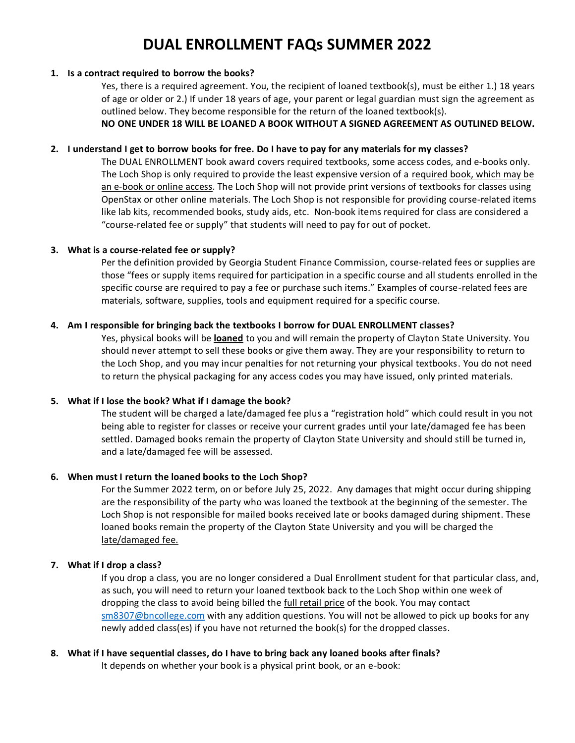# DUAL ENROLLMENT FAQs SUMMER 2022

1. **Is a contract required to borrow the books?**

   Yes, there is a required agreement. You, the recipient of loaned textbook(s), must be either 1.) 18 years of age or older or 2.) If under 18 years of age, your parent or legal guardian must sign the agreement as outlined below. They become responsible for the return of the loaned textbook(s).
   **NO ONE UNDER 18 WILL BE LOANED A BOOK WITHOUT A SIGNED AGREEMENT AS OUTLINED BELOW.**

2. **I understand I get to borrow books for free. Do I have to pay for any materials for my classes?**

   The DUAL ENROLLMENT book award covers required textbooks, some access codes, and e-books only. The Loch Shop is only required to provide the least expensive version of a required book, which may be an e-book or online access. The Loch Shop will not provide print versions of textbooks for classes using OpenStax or other online materials. The Loch Shop is not responsible for providing course-related items like lab kits, recommended books, study aids, etc. Non-book items required for class are considered a "course-related fee or supply" that students will need to pay for out of pocket.

3. **What is a course-related fee or supply?**

   Per the definition provided by Georgia Student Finance Commission, course-related fees or supplies are those "fees or supply items required for participation in a specific course and all students enrolled in the specific course are required to pay a fee or purchase such items." Examples of course-related fees are materials, software, supplies, tools and equipment required for a specific course.

4. **Am I responsible for bringing back the textbooks I borrow for DUAL ENROLLMENT classes?**

   Yes, physical books will be **loaned** to you and will remain the property of Clayton State University. You should never attempt to sell these books or give them away. They are your responsibility to return to the Loch Shop, and you may incur penalties for not returning your physical textbooks. You do not need to return the physical packaging for any access codes you may have issued, only printed materials.

5. **What if I lose the book? What if I damage the book?**

   The student will be charged a late/damaged fee plus a "registration hold" which could result in you not being able to register for classes or receive your current grades until your late/damaged fee has been settled. Damaged books remain the property of Clayton State University and should still be turned in, and a late/damaged fee will be assessed.

6. **When must I return the loaned books to the Loch Shop?**

   For the Summer 2022 term, on or before July 25, 2022. Any damages that might occur during shipping are the responsibility of the party who was loaned the textbook at the beginning of the semester. The Loch Shop is not responsible for mailed books received late or books damaged during shipment. These loaned books remain the property of the Clayton State University and you will be charged the late/damaged fee.

7. **What if I drop a class?**

   If you drop a class, you are no longer considered a Dual Enrollment student for that particular class, and, as such, you will need to return your loaned textbook back to the Loch Shop within one week of dropping the class to avoid being billed the full retail price of the book. You may contact sm8307@bncollege.com with any addition questions. You will not be allowed to pick up books for any newly added class(es) if you have not returned the book(s) for the dropped classes.

8. **What if I have sequential classes, do I have to bring back any loaned books after finals?**

   It depends on whether your book is a physical print book, or an e-book: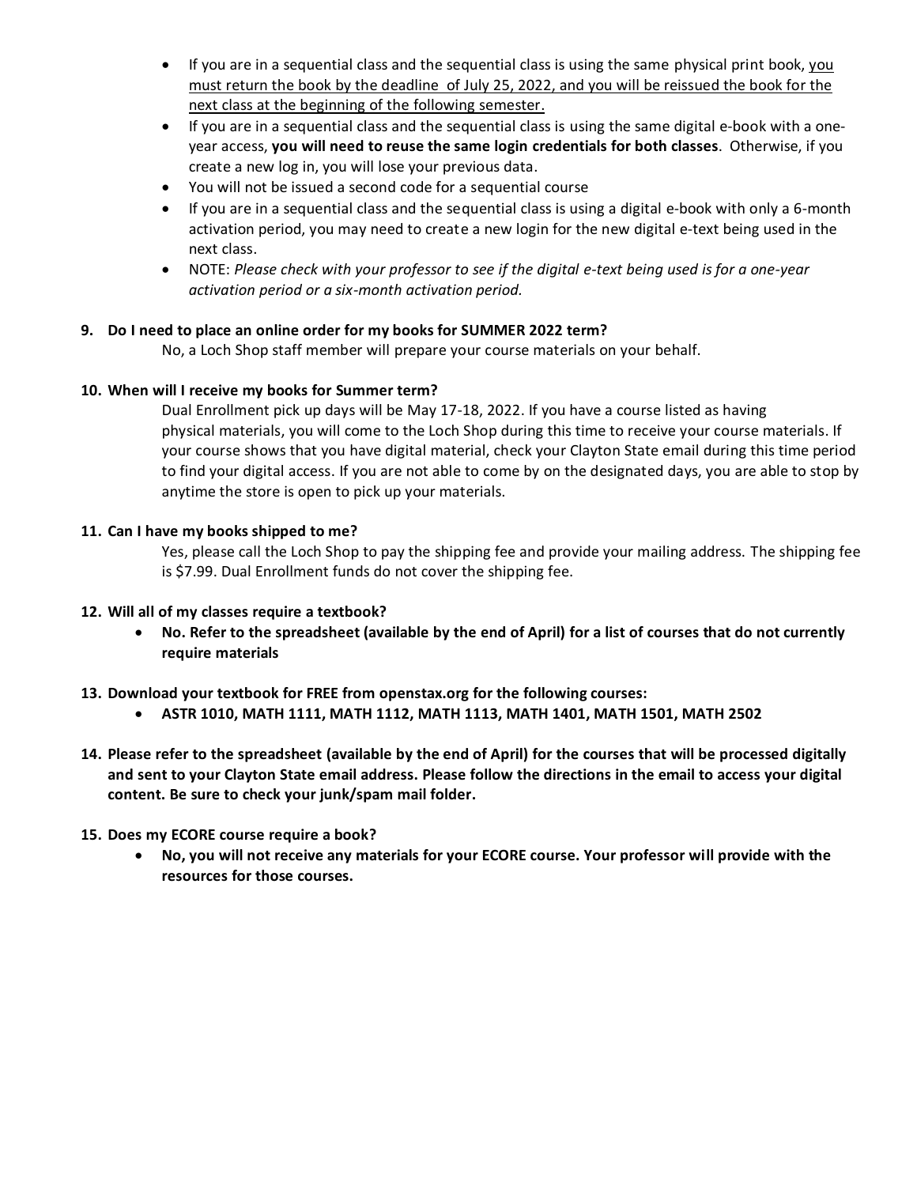- If you are in a sequential class and the sequential class is using the same physical print book, <u>you must return the book by the deadline of July 25, 2022, and you will be reissued the book for the next class at the beginning of the following semester.</u>
- If you are in a sequential class and the sequential class is using the same digital e-book with a one-year access, **you will need to reuse the same login credentials for both classes**. Otherwise, if you create a new log in, you will lose your previous data.
- You will not be issued a second code for a sequential course
- If you are in a sequential class and the sequential class is using a digital e-book with only a 6-month activation period, you may need to create a new login for the new digital e-text being used in the next class.
- NOTE: *Please check with your professor to see if the digital e-text being used is for a one-year activation period or a six-month activation period.*

**9. Do I need to place an online order for my books for SUMMER 2022 term?**

No, a Loch Shop staff member will prepare your course materials on your behalf.

**10. When will I receive my books for Summer term?**

Dual Enrollment pick up days will be May 17-18, 2022. If you have a course listed as having physical materials, you will come to the Loch Shop during this time to receive your course materials. If your course shows that you have digital material, check your Clayton State email during this time period to find your digital access. If you are not able to come by on the designated days, you are able to stop by anytime the store is open to pick up your materials.

**11. Can I have my books shipped to me?**

Yes, please call the Loch Shop to pay the shipping fee and provide your mailing address. The shipping fee is $7.99. Dual Enrollment funds do not cover the shipping fee.

**12. Will all of my classes require a textbook?**

- **No. Refer to the spreadsheet (available by the end of April) for a list of courses that do not currently require materials**

**13. Download your textbook for FREE from openstax.org for the following courses:**

- **ASTR 1010, MATH 1111, MATH 1112, MATH 1113, MATH 1401, MATH 1501, MATH 2502**

**14. Please refer to the spreadsheet (available by the end of April) for the courses that will be processed digitally and sent to your Clayton State email address. Please follow the directions in the email to access your digital content. Be sure to check your junk/spam mail folder.**

**15. Does my ECORE course require a book?**

- **No, you will not receive any materials for your ECORE course. Your professor will provide with the resources for those courses.**